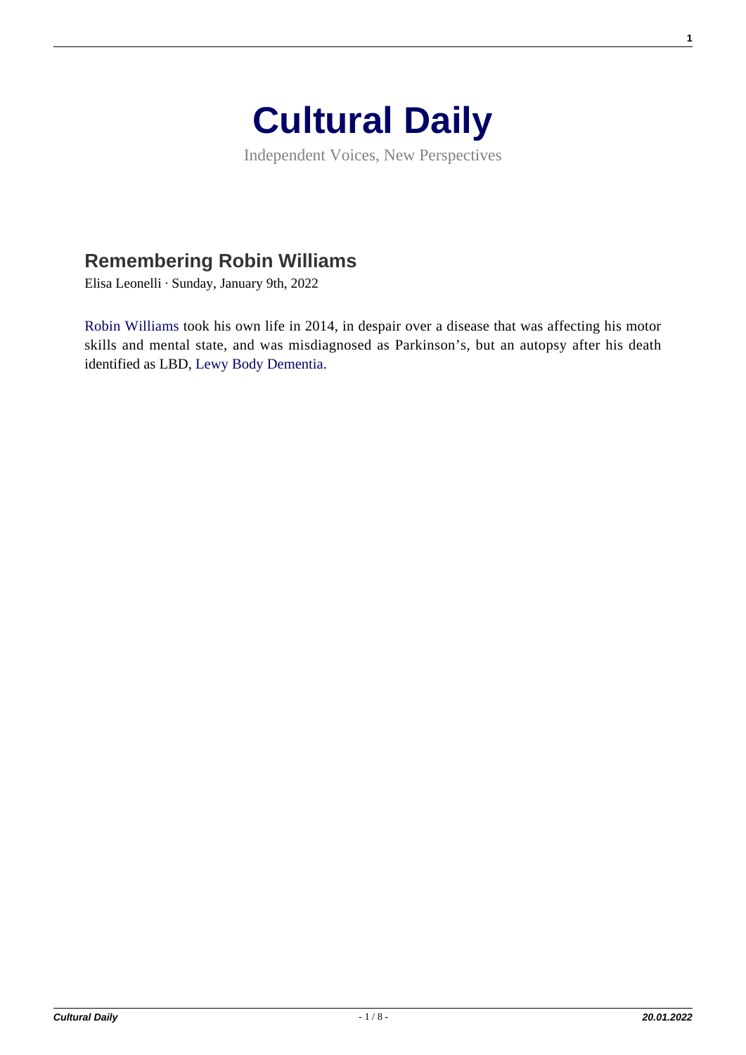# Cultural Daily

Independent Voices, New Perspectives

## Remembering Robin Williams

Elisa Leonelli · Sunday, January 9th, 2022

Robin Williams took his own life in 2014, in despair over a disease that was affecting his motor skills and mental state, and was misdiagnosed as Parkinson's, but an autopsy after his death identified as LBD, Lewy Body Dementia.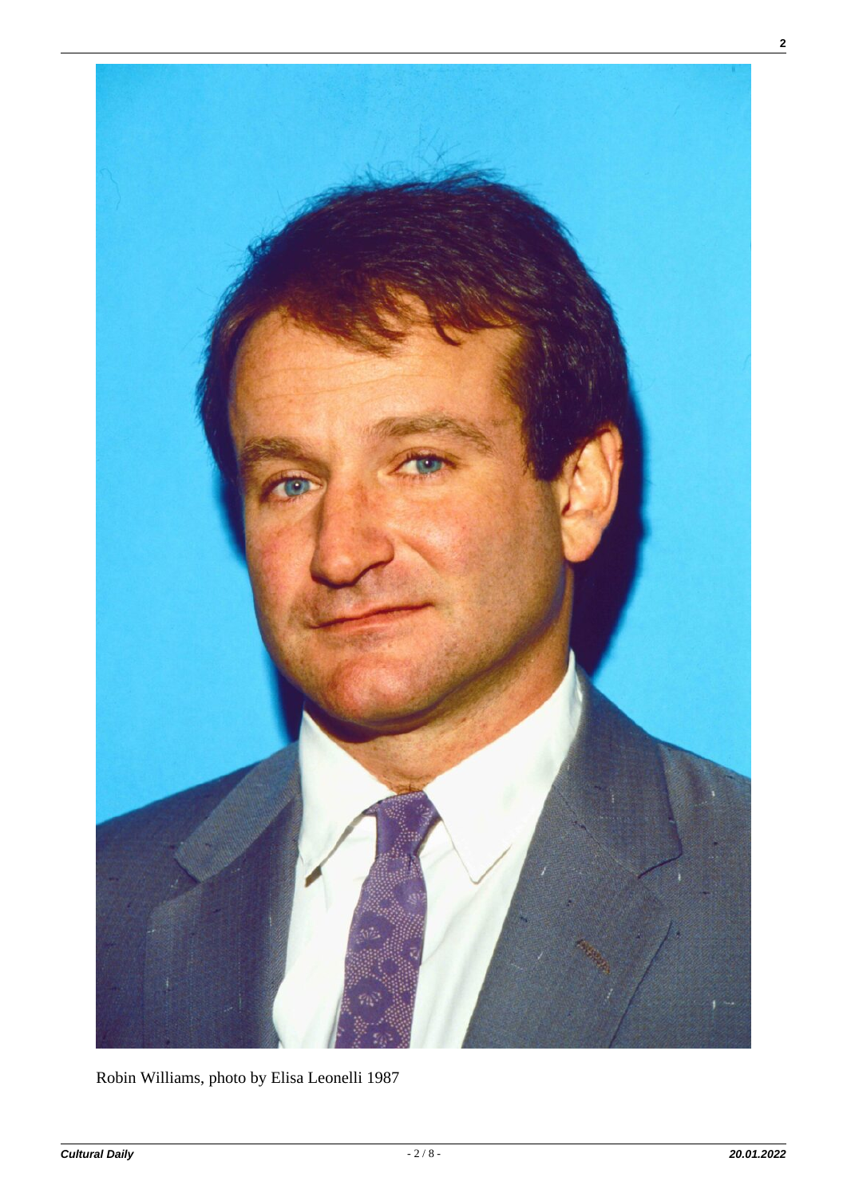Robin Williams, photo by Elisa Leonelli 1987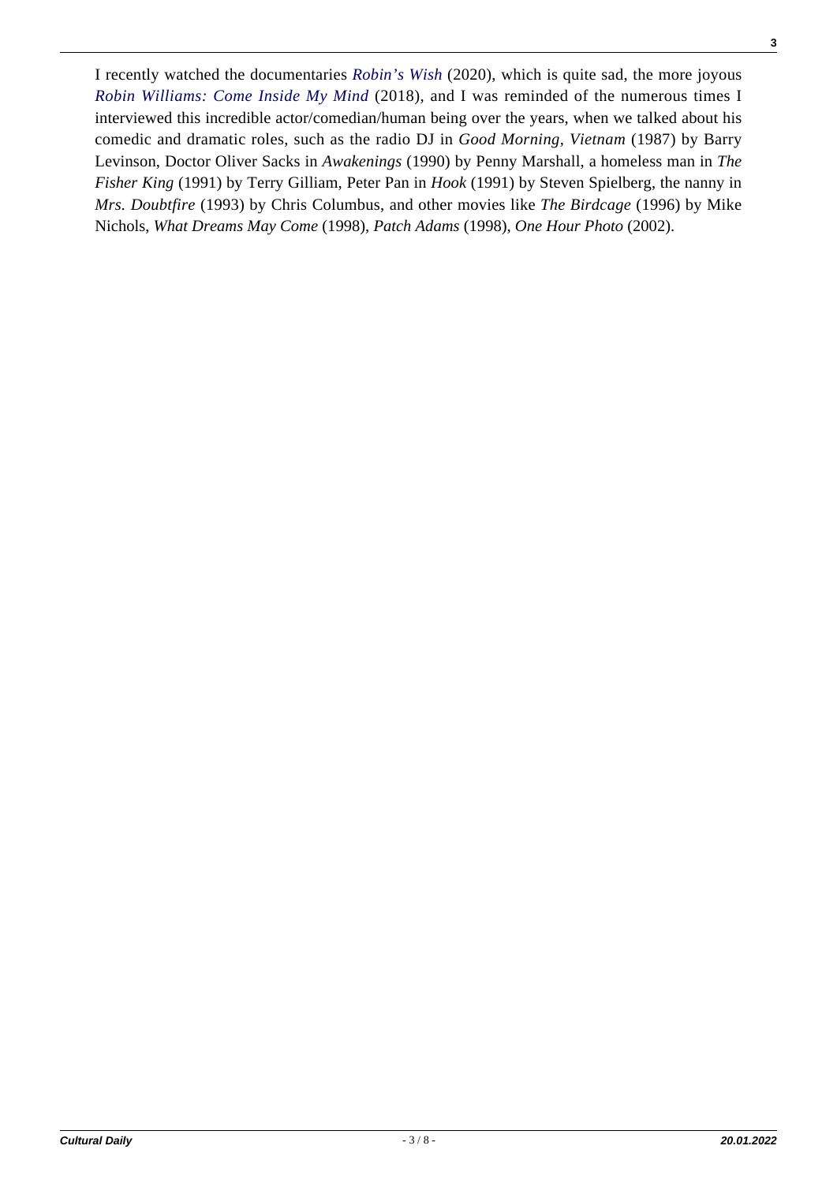I recently watched the documentaries *Robin's Wish* (2020), which is quite sad, the more joyous *Robin Williams: Come Inside My Mind* (2018), and I was reminded of the numerous times I interviewed this incredible actor/comedian/human being over the years, when we talked about his comedic and dramatic roles, such as the radio DJ in *Good Morning, Vietnam* (1987) by Barry Levinson, Doctor Oliver Sacks in *Awakenings* (1990) by Penny Marshall, a homeless man in *The Fisher King* (1991) by Terry Gilliam, Peter Pan in *Hook* (1991) by Steven Spielberg, the nanny in *Mrs. Doubtfire* (1993) by Chris Columbus, and other movies like *The Birdcage* (1996) by Mike Nichols, *What Dreams May Come* (1998), *Patch Adams* (1998), *One Hour Photo* (2002).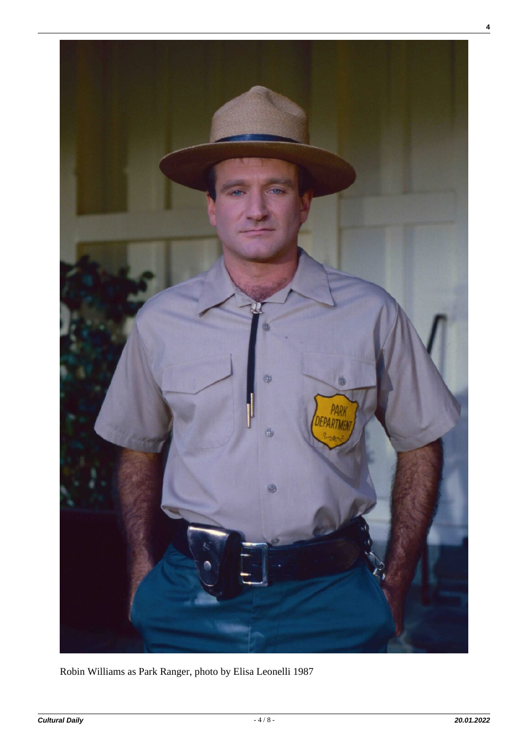Robin Williams as Park Ranger, photo by Elisa Leonelli 1987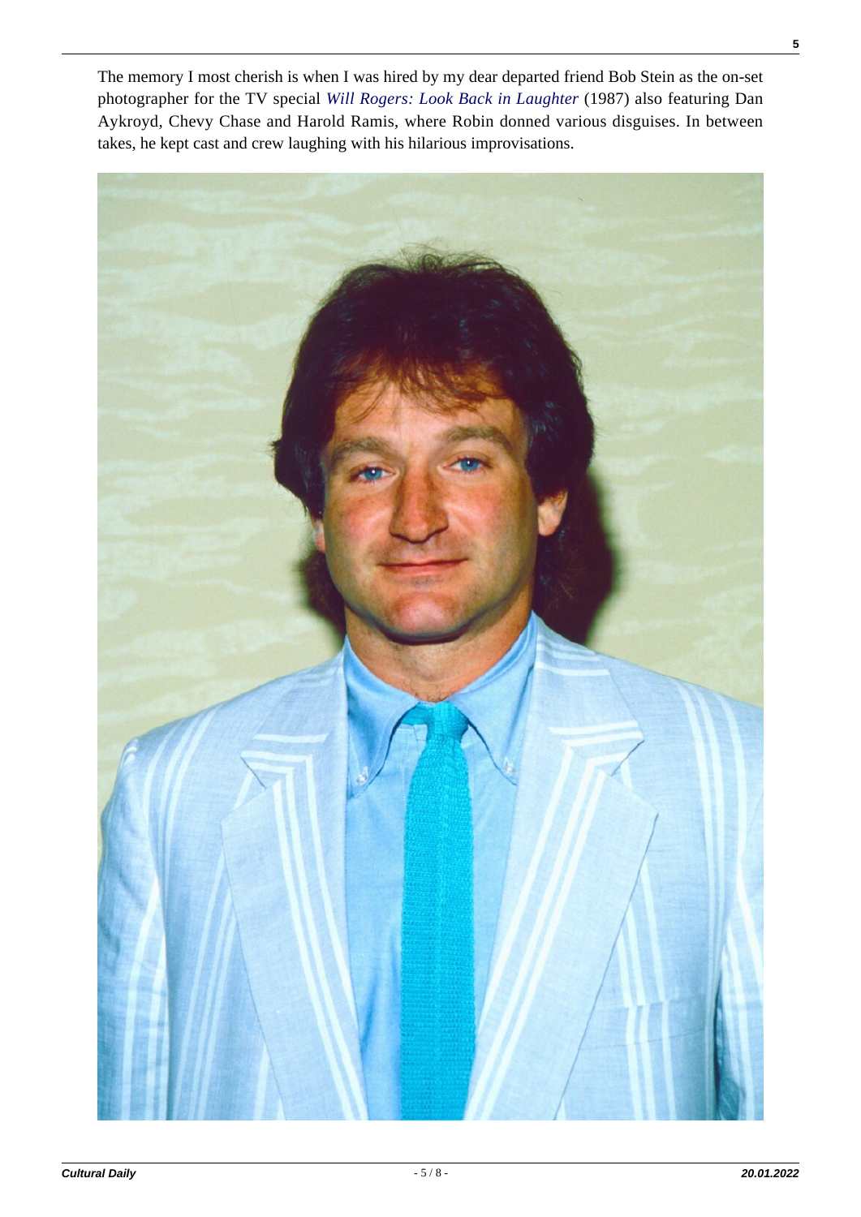The memory I most cherish is when I was hired by my dear departed friend Bob Stein as the on-set photographer for the TV special *Will Rogers: Look Back in Laughter* (1987) also featuring Dan Aykroyd, Chevy Chase and Harold Ramis, where Robin donned various disguises. In between takes, he kept cast and crew laughing with his hilarious improvisations.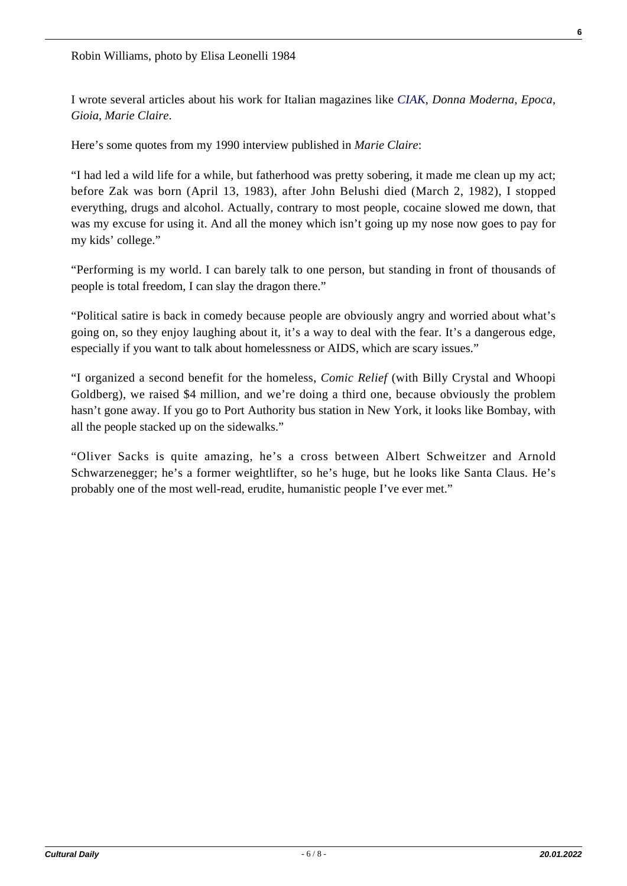Robin Williams, photo by Elisa Leonelli 1984

I wrote several articles about his work for Italian magazines like *CIAK*, *Donna Moderna*, *Epoca*, *Gioia*, *Marie Claire*.

Here's some quotes from my 1990 interview published in *Marie Claire*:

"I had led a wild life for a while, but fatherhood was pretty sobering, it made me clean up my act; before Zak was born (April 13, 1983), after John Belushi died (March 2, 1982), I stopped everything, drugs and alcohol. Actually, contrary to most people, cocaine slowed me down, that was my excuse for using it. And all the money which isn't going up my nose now goes to pay for my kids' college."

"Performing is my world. I can barely talk to one person, but standing in front of thousands of people is total freedom, I can slay the dragon there."

"Political satire is back in comedy because people are obviously angry and worried about what's going on, so they enjoy laughing about it, it's a way to deal with the fear. It's a dangerous edge, especially if you want to talk about homelessness or AIDS, which are scary issues."

"I organized a second benefit for the homeless, *Comic Relief* (with Billy Crystal and Whoopi Goldberg), we raised $4 million, and we're doing a third one, because obviously the problem hasn't gone away. If you go to Port Authority bus station in New York, it looks like Bombay, with all the people stacked up on the sidewalks."

"Oliver Sacks is quite amazing, he's a cross between Albert Schweitzer and Arnold Schwarzenegger; he's a former weightlifter, so he's huge, but he looks like Santa Claus. He's probably one of the most well-read, erudite, humanistic people I've ever met."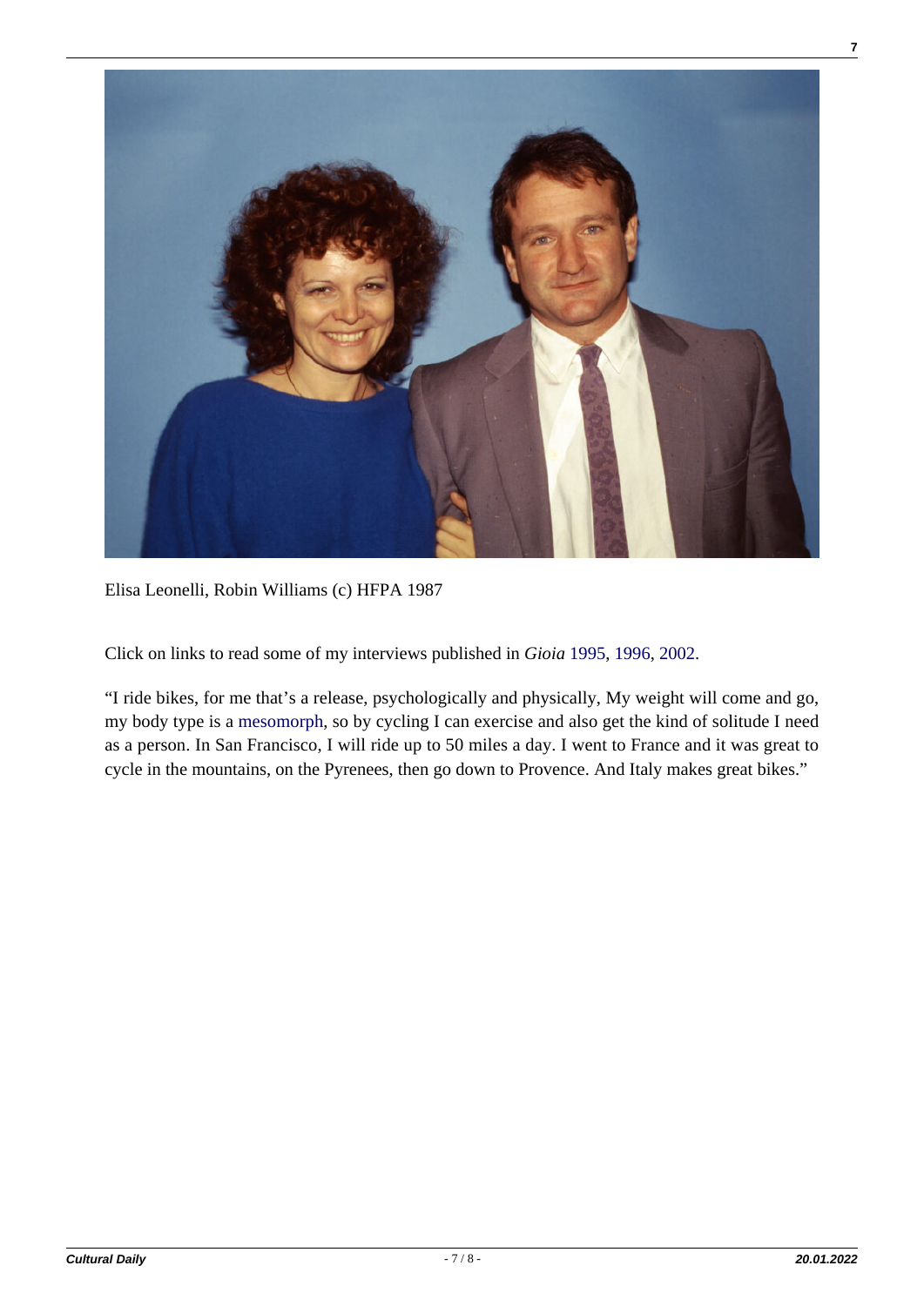Elisa Leonelli, Robin Williams (c) HFPA 1987

Click on links to read some of my interviews published in *Gioia* 1995, 1996, 2002.

"I ride bikes, for me that's a release, psychologically and physically, My weight will come and go, my body type is a mesomorph, so by cycling I can exercise and also get the kind of solitude I need as a person. In San Francisco, I will ride up to 50 miles a day. I went to France and it was great to cycle in the mountains, on the Pyrenees, then go down to Provence. And Italy makes great bikes."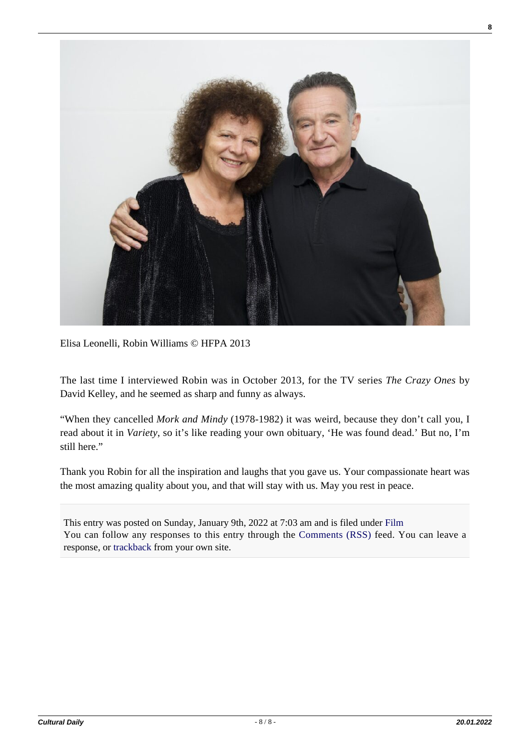Elisa Leonelli, Robin Williams © HFPA 2013

The last time I interviewed Robin was in October 2013, for the TV series *The Crazy Ones* by David Kelley, and he seemed as sharp and funny as always.

"When they cancelled *Mork and Mindy* (1978-1982) it was weird, because they don't call you, I read about it in *Variety*, so it's like reading your own obituary, 'He was found dead.' But no, I'm still here."

Thank you Robin for all the inspiration and laughs that you gave us. Your compassionate heart was the most amazing quality about you, and that will stay with us. May you rest in peace.

This entry was posted on Sunday, January 9th, 2022 at 7:03 am and is filed under Film
You can follow any responses to this entry through the Comments (RSS) feed. You can leave a response, or trackback from your own site.